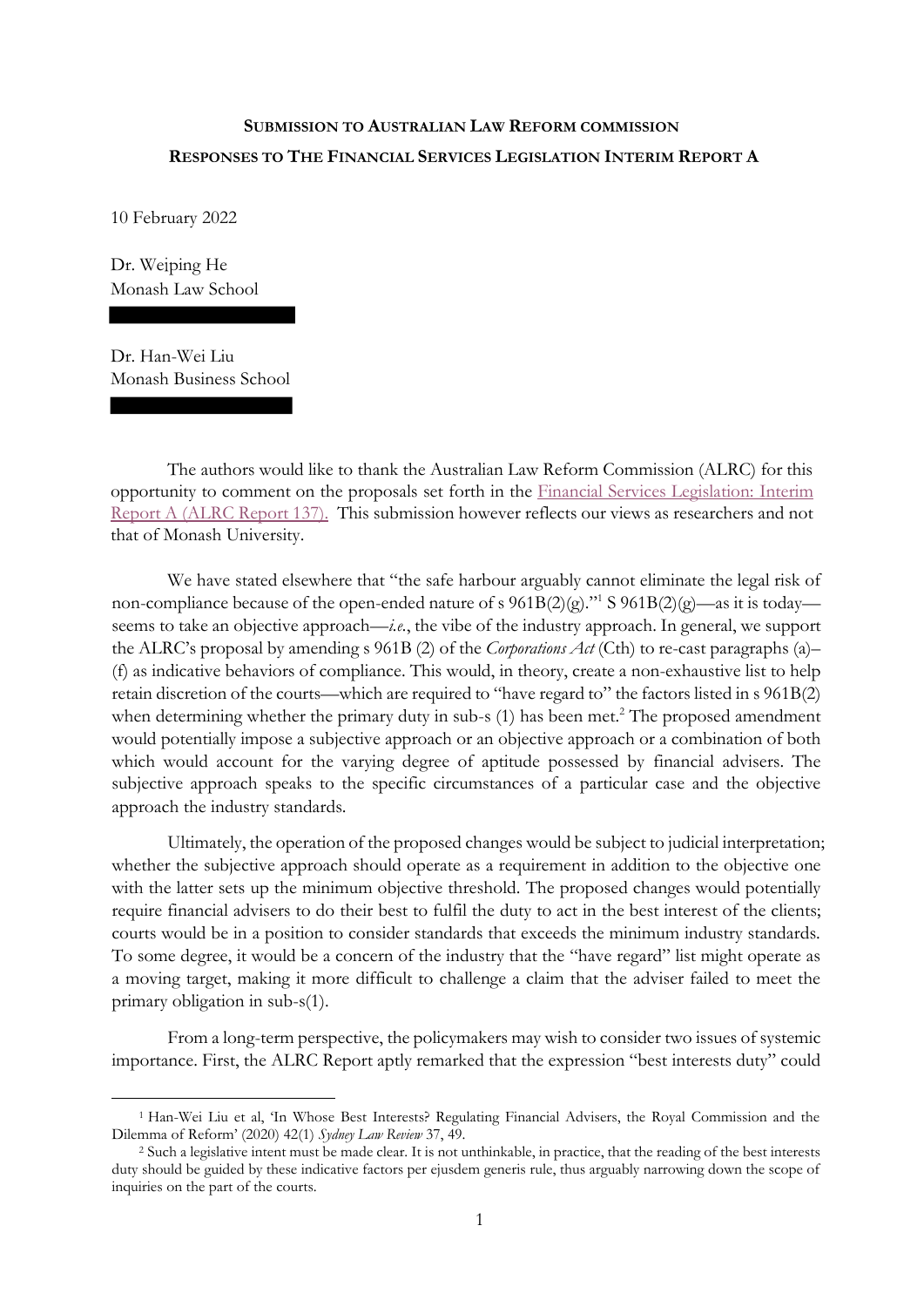**SUBMISSION TO AUSTRALIAN LAW REFORM COMMISSION**

**RESPONSES TO THE FINANCIAL SERVICES LEGISLATION INTERIM REPORT A**

10 February 2022

Dr. Weiping He
Monash Law School

Dr. Han-Wei Liu
Monash Business School

The authors would like to thank the Australian Law Reform Commission (ALRC) for this opportunity to comment on the proposals set forth in the Financial Services Legislation: Interim Report A (ALRC Report 137). This submission however reflects our views as researchers and not that of Monash University.

We have stated elsewhere that "the safe harbour arguably cannot eliminate the legal risk of non-compliance because of the open-ended nature of s 961B(2)(g)."[1] S 961B(2)(g)—as it is today—seems to take an objective approach—*i.e.*, the vibe of the industry approach. In general, we support the ALRC's proposal by amending s 961B (2) of the *Corporations Act* (Cth) to re-cast paragraphs (a)–(f) as indicative behaviors of compliance. This would, in theory, create a non-exhaustive list to help retain discretion of the courts—which are required to "have regard to" the factors listed in s 961B(2) when determining whether the primary duty in sub-s (1) has been met.[2] The proposed amendment would potentially impose a subjective approach or an objective approach or a combination of both which would account for the varying degree of aptitude possessed by financial advisers. The subjective approach speaks to the specific circumstances of a particular case and the objective approach the industry standards.

Ultimately, the operation of the proposed changes would be subject to judicial interpretation; whether the subjective approach should operate as a requirement in addition to the objective one with the latter sets up the minimum objective threshold. The proposed changes would potentially require financial advisers to do their best to fulfil the duty to act in the best interest of the clients; courts would be in a position to consider standards that exceeds the minimum industry standards. To some degree, it would be a concern of the industry that the "have regard" list might operate as a moving target, making it more difficult to challenge a claim that the adviser failed to meet the primary obligation in sub-s(1).

From a long-term perspective, the policymakers may wish to consider two issues of systemic importance. First, the ALRC Report aptly remarked that the expression "best interests duty" could

---

[1] Han-Wei Liu et al, 'In Whose Best Interests? Regulating Financial Advisers, the Royal Commission and the Dilemma of Reform' (2020) 42(1) *Sydney Law Review* 37, 49.

[2] Such a legislative intent must be made clear. It is not unthinkable, in practice, that the reading of the best interests duty should be guided by these indicative factors per ejusdem generis rule, thus arguably narrowing down the scope of inquiries on the part of the courts.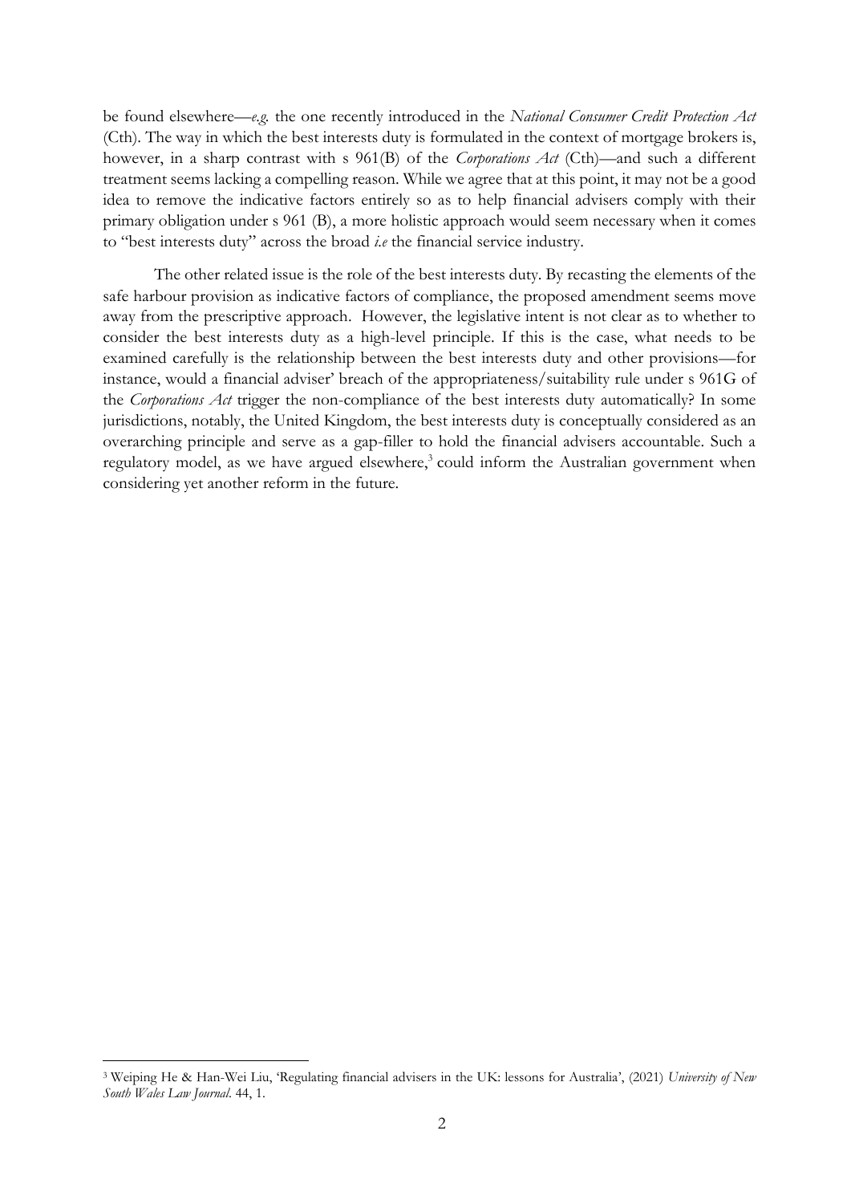be found elsewhere—*e.g.* the one recently introduced in the *National Consumer Credit Protection Act* (Cth). The way in which the best interests duty is formulated in the context of mortgage brokers is, however, in a sharp contrast with s 961(B) of the *Corporations Act* (Cth)—and such a different treatment seems lacking a compelling reason. While we agree that at this point, it may not be a good idea to remove the indicative factors entirely so as to help financial advisers comply with their primary obligation under s 961 (B), a more holistic approach would seem necessary when it comes to "best interests duty" across the broad *i.e* the financial service industry.

The other related issue is the role of the best interests duty. By recasting the elements of the safe harbour provision as indicative factors of compliance, the proposed amendment seems move away from the prescriptive approach. However, the legislative intent is not clear as to whether to consider the best interests duty as a high-level principle. If this is the case, what needs to be examined carefully is the relationship between the best interests duty and other provisions—for instance, would a financial adviser' breach of the appropriateness/suitability rule under s 961G of the *Corporations Act* trigger the non-compliance of the best interests duty automatically? In some jurisdictions, notably, the United Kingdom, the best interests duty is conceptually considered as an overarching principle and serve as a gap-filler to hold the financial advisers accountable. Such a regulatory model, as we have argued elsewhere,[3] could inform the Australian government when considering yet another reform in the future.

[3] Weiping He & Han-Wei Liu, 'Regulating financial advisers in the UK: lessons for Australia', (2021) *University of New South Wales Law Journal*. 44, 1.